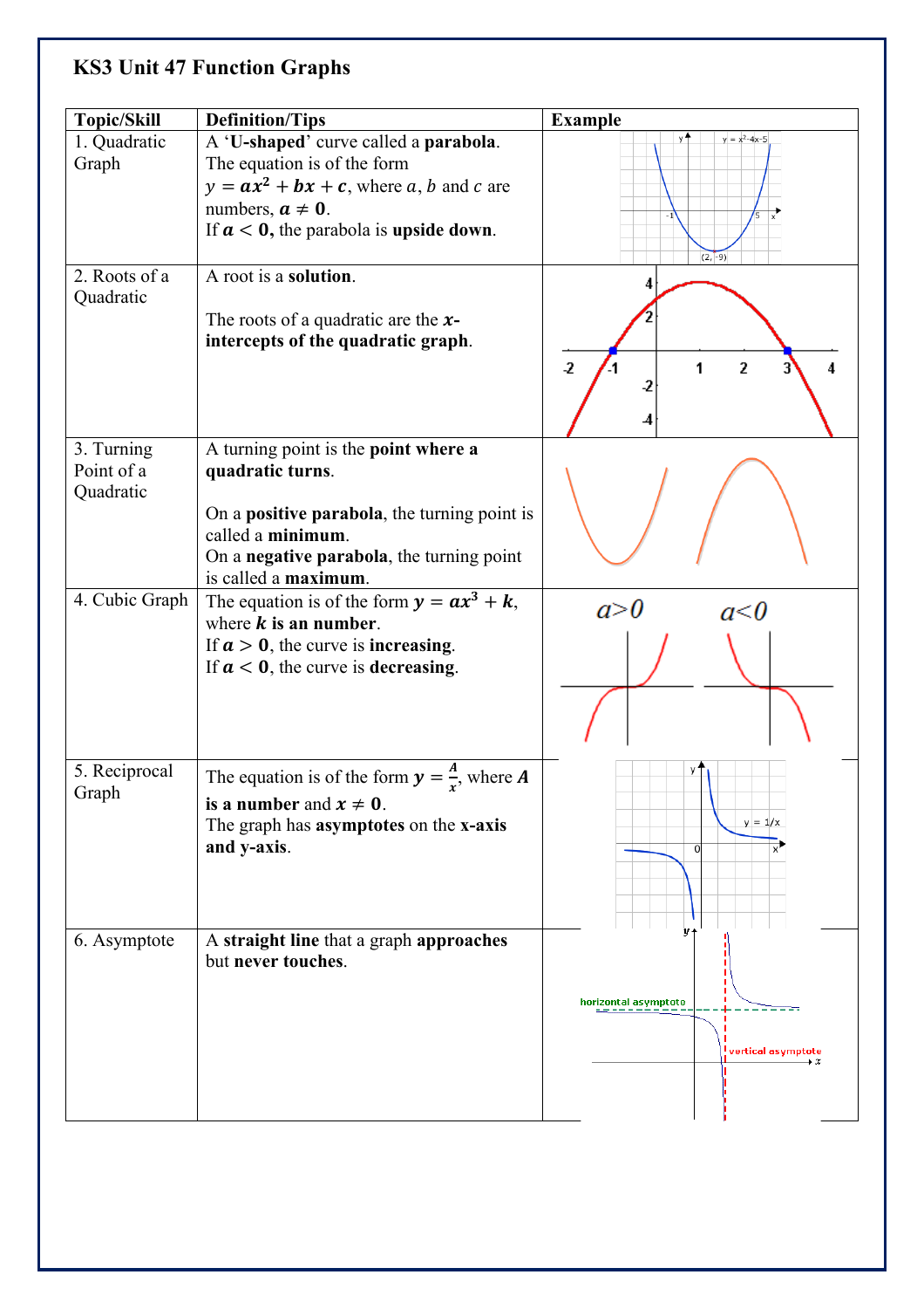# KS3 Unit 47 Function Graphs

| Topic/Skill | Definition/Tips | Example |
|---|---|---|
| 1. Quadratic Graph | A '**U-shaped**' curve called a **parabola**. The equation is of the form $y = ax^2 + bx + c$, where $a$, $b$ and $c$ are numbers, $a \neq 0$. If $a < 0$, the parabola is **upside down**. | |
| 2. Roots of a Quadratic | A root is a **solution**. The roots of a quadratic are the **$x$-intercepts of the quadratic graph**. | |
| 3. Turning Point of a Quadratic | A turning point is the **point where a quadratic turns**. On a **positive parabola**, the turning point is called a **minimum**. On a **negative parabola**, the turning point is called a **maximum**. | |
| 4. Cubic Graph | The equation is of the form $y = ax^3 + k$, where $k$ **is an number**. If $a > 0$, the curve is **increasing**. If $a < 0$, the curve is **decreasing**. | $a>0$ $a<0$ |
| 5. Reciprocal Graph | The equation is of the form $y = \frac{A}{x}$, where $A$ **is a number** and $x \neq 0$. The graph has **asymptotes** on the **x-axis and y-axis**. | |
| 6. Asymptote | A **straight line** that a graph **approaches** but **never touches**. | |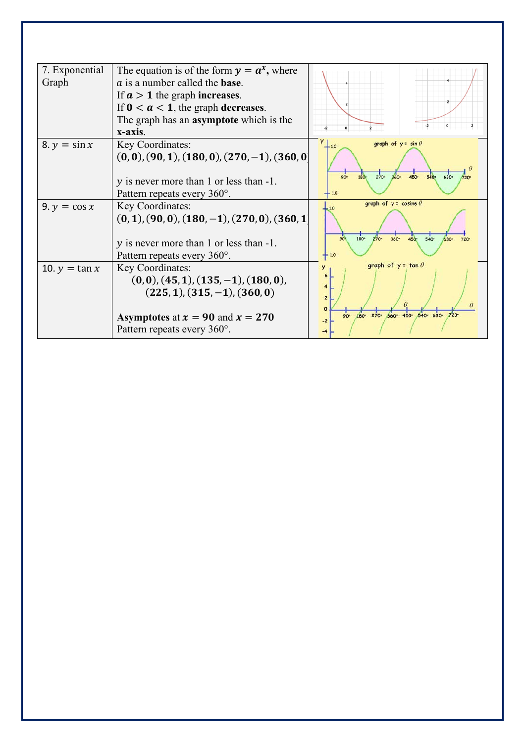| | | | |
|---|---|---|---|
| 7. Exponential Graph | The equation is of the form $\boldsymbol{y = a^x}$, where $a$ is a number called the **base**.<br>If $\boldsymbol{a > 1}$ the graph **increases**.<br>If $\boldsymbol{0 < a < 1}$, the graph **decreases**.<br>The graph has an **asymptote** which is the **x-axis**. | -2 0 2<br>2 4 | -2 0 2<br>2 4 |
| 8. $y = \sin x$ | Key Coordinates:<br>$\boldsymbol{(0,0), (90,1), (180,0), (270,-1), (360,0)}$<br><br>$y$ is never more than 1 or less than -1.<br>Pattern repeats every 360°. | graph of y = sin θ<br>y 1.0 1.0<br>θ<br>90° 180° 270° 360° 450° 540° 630° 720° | |
| 9. $y = \cos x$ | Key Coordinates:<br>$\boldsymbol{(0,1), (90,0), (180,-1), (270,0), (360,1)}$<br><br>$y$ is never more than 1 or less than -1.<br>Pattern repeats every 360°. | graph of y = cosine θ<br>1.0 1.0<br>90° 180° 270° 360° 450° 540° 630° 720° | |
| 10. $y = \tan x$ | Key Coordinates:<br>$\boldsymbol{(0,0), (45,1), (135,-1), (180,0),}$<br>$\boldsymbol{(225,1), (315,-1), (360,0)}$<br><br>**Asymptotes** at $\boldsymbol{x = 90}$ and $\boldsymbol{x = 270}$<br>Pattern repeats every 360°. | graph of y = tan θ<br>y 6 4 2 0 -2 -4<br>θ θ<br>90° 180° 270° 360° 450° 540° 630° 720° | |